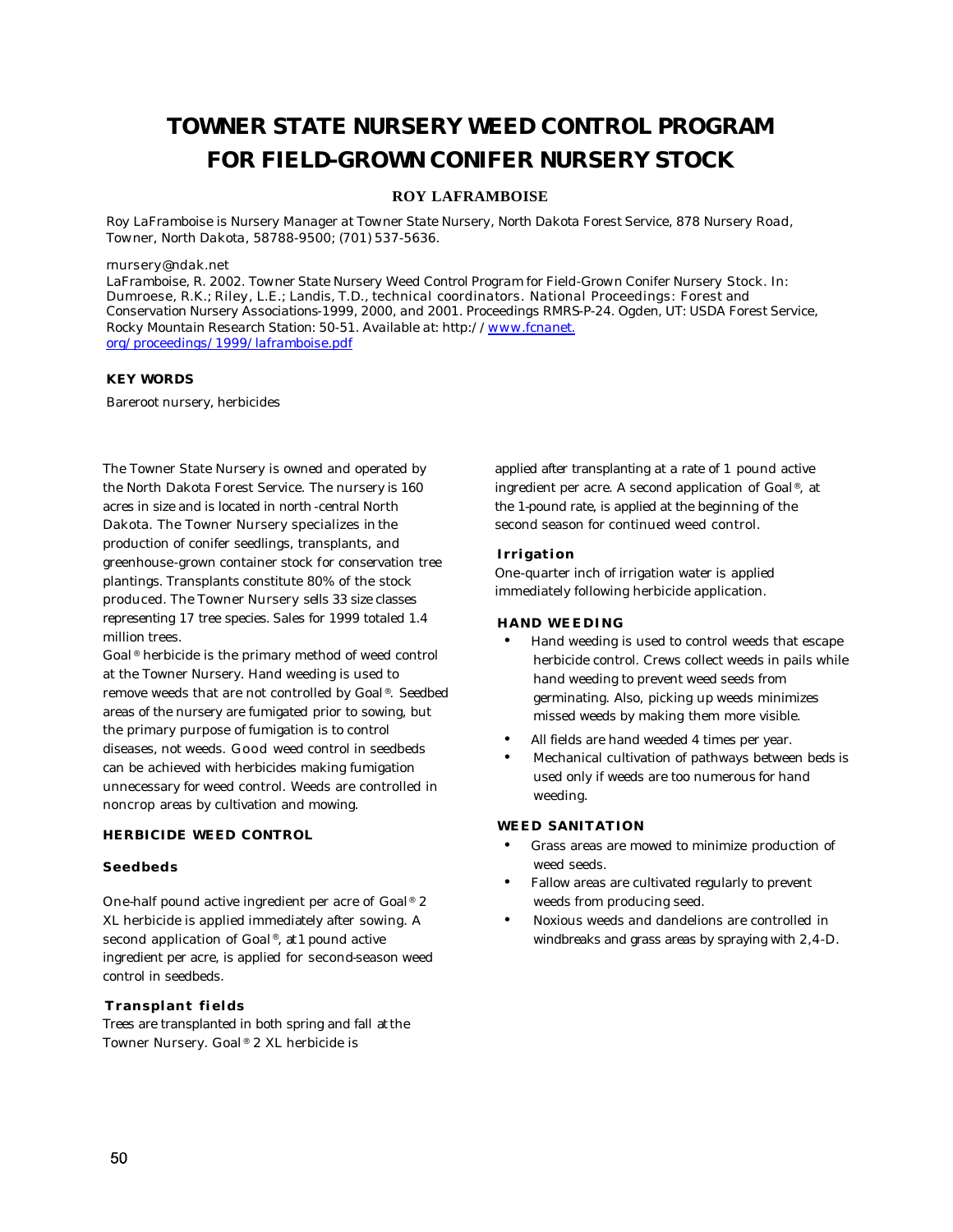# TOWNER STATE NURSERY WEED CONTROL PROGRAM FOR FIELD-GROWN CONIFER NURSERY STOCK

**ROY LAFRAMBOISE**

Roy LaFramboise is Nursery Manager at Towner State Nursery, North Dakota Forest Service, 878 Nursery Road, Towner, North Dakota, 58788-9500; (701) 537-5636.

rnursery@ndak.net

LaFramboise, R. 2002. Towner State Nursery Weed Control Program for Field-Grown Conifer Nursery Stock. In: Dumroese, R.K.; Riley, L.E.; Landis, T.D., technical coordinators. National Proceedings: Forest and Conservation Nursery Associations-1999, 2000, and 2001. Proceedings RMRS-P-24. Ogden, UT: USDA Forest Service, Rocky Mountain Research Station: 50-51. Available at: http://www.fcnanet.org/proceedings/1999/laframboise.pdf

**KEY WORDS**

Bareroot nursery, herbicides

The Towner State Nursery is owned and operated by the North Dakota Forest Service. The nursery is 160 acres in size and is located in north-central North Dakota. The Towner Nursery specializes in the production of conifer seedlings, transplants, and greenhouse-grown container stock for conservation tree plantings. Transplants constitute 80% of the stock produced. The Towner Nursery sells 33 size classes representing 17 tree species. Sales for 1999 totaled 1.4 million trees.

Goal® herbicide is the primary method of weed control at the Towner Nursery. Hand weeding is used to remove weeds that are not controlled by Goal®. Seedbed areas of the nursery are fumigated prior to sowing, but the primary purpose of fumigation is to control diseases, not weeds. Good weed control in seedbeds can be achieved with herbicides making fumigation unnecessary for weed control. Weeds are controlled in noncrop areas by cultivation and mowing.

## HERBICIDE WEED CONTROL

### Seedbeds

One-half pound active ingredient per acre of Goal® 2 XL herbicide is applied immediately after sowing. A second application of Goal®, at 1 pound active ingredient per acre, is applied for second-season weed control in seedbeds.

### Transplant fields

Trees are transplanted in both spring and fall at the Towner Nursery. Goal® 2 XL herbicide is applied after transplanting at a rate of 1 pound active ingredient per acre. A second application of Goal®, at the 1-pound rate, is applied at the beginning of the second season for continued weed control.

### Irrigation

One-quarter inch of irrigation water is applied immediately following herbicide application.

## HAND WEEDING

- Hand weeding is used to control weeds that escape herbicide control. Crews collect weeds in pails while hand weeding to prevent weed seeds from germinating. Also, picking up weeds minimizes missed weeds by making them more visible.
- All fields are hand weeded 4 times per year.
- Mechanical cultivation of pathways between beds is used only if weeds are too numerous for hand weeding.

## WEED SANITATION

- Grass areas are mowed to minimize production of weed seeds.
- Fallow areas are cultivated regularly to prevent weeds from producing seed.
- Noxious weeds and dandelions are controlled in windbreaks and grass areas by spraying with 2,4-D.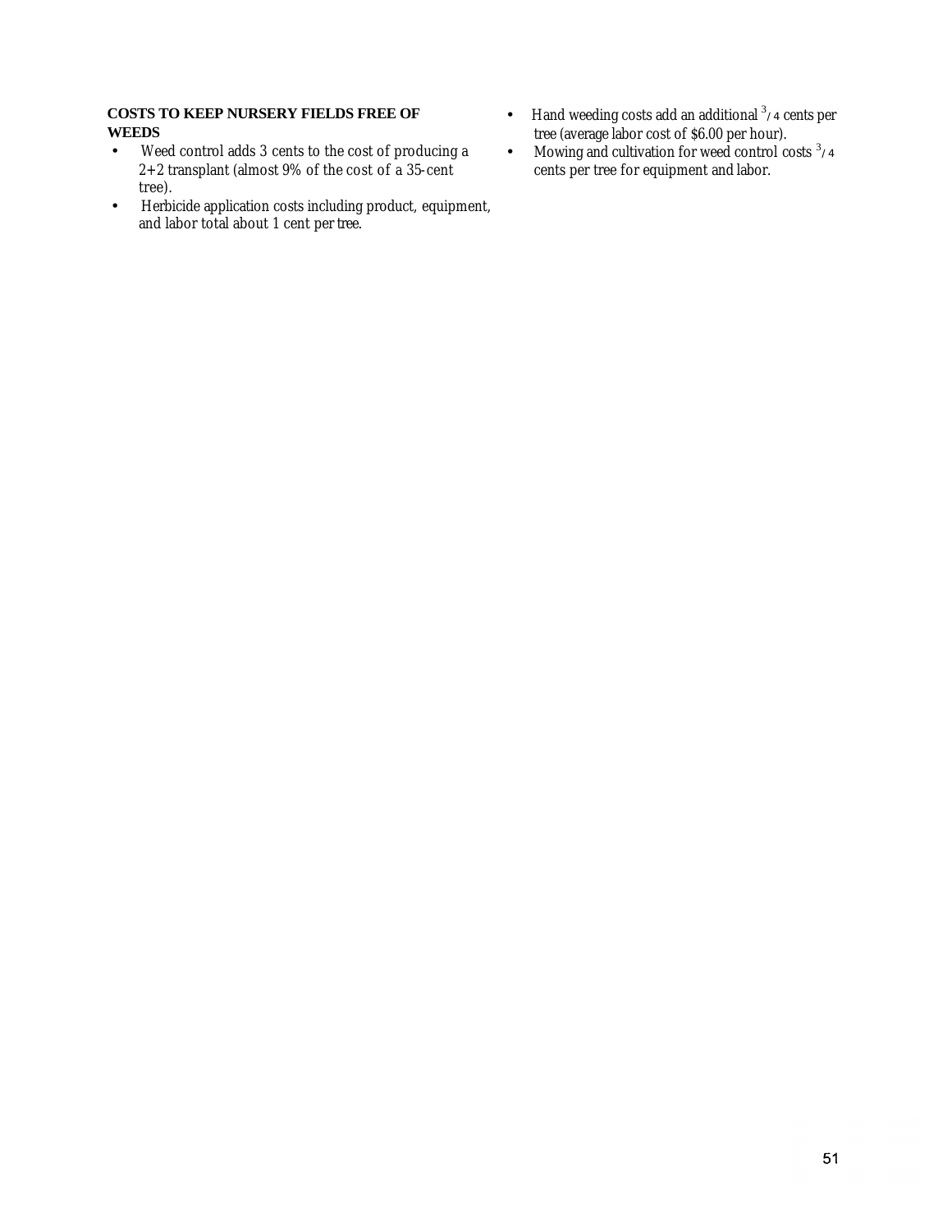**COSTS TO KEEP NURSERY FIELDS FREE OF WEEDS**

- Weed control adds 3 cents to the cost of producing a 2+2 transplant (almost 9% of the cost of a 35-cent tree).
- Herbicide application costs including product, equipment, and labor total about 1 cent per tree.
- Hand weeding costs add an additional $^{3}/_{4}$ cents per tree (average labor cost of $6.00 per hour).
- Mowing and cultivation for weed control costs $^{3}/_{4}$ cents per tree for equipment and labor.